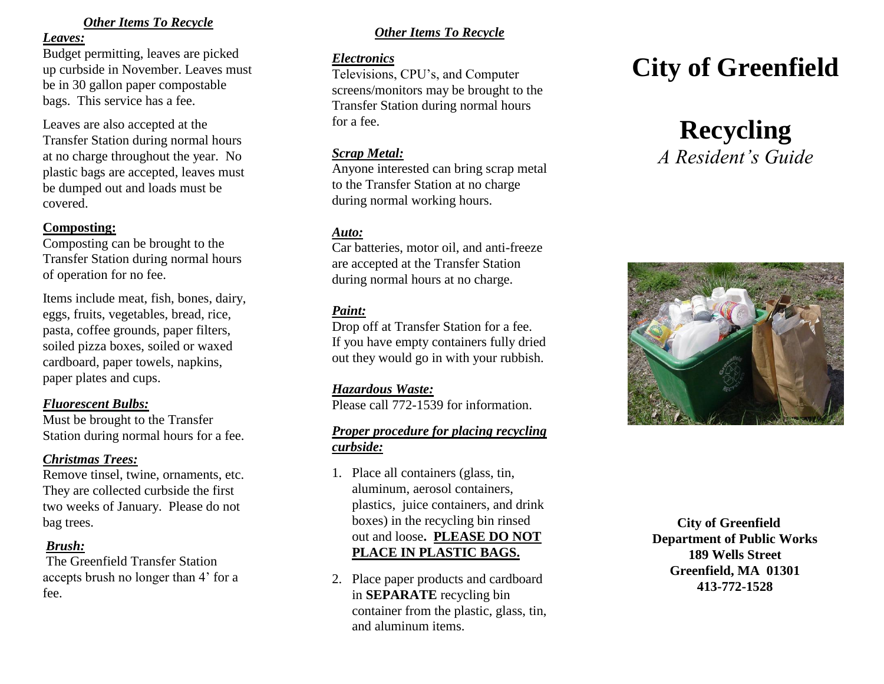## *Other Items To Recycle*

***Leaves:***

Budget permitting, leaves are picked up curbside in November. Leaves must be in 30 gallon paper compostable bags. This service has a fee.

Leaves are also accepted at the Transfer Station during normal hours at no charge throughout the year. No plastic bags are accepted, leaves must be dumped out and loads must be covered.

**Composting:**

Composting can be brought to the Transfer Station during normal hours of operation for no fee.

Items include meat, fish, bones, dairy, eggs, fruits, vegetables, bread, rice, pasta, coffee grounds, paper filters, soiled pizza boxes, soiled or waxed cardboard, paper towels, napkins, paper plates and cups.

***Fluorescent Bulbs:***

Must be brought to the Transfer Station during normal hours for a fee.

***Christmas Trees:***

Remove tinsel, twine, ornaments, etc. They are collected curbside the first two weeks of January. Please do not bag trees.

***Brush:***

The Greenfield Transfer Station accepts brush no longer than 4' for a fee.

## *Other Items To Recycle*

***Electronics***

Televisions, CPU's, and Computer screens/monitors may be brought to the Transfer Station during normal hours for a fee.

***Scrap Metal:***

Anyone interested can bring scrap metal to the Transfer Station at no charge during normal working hours.

***Auto:***

Car batteries, motor oil, and anti-freeze are accepted at the Transfer Station during normal hours at no charge.

***Paint:***

Drop off at Transfer Station for a fee. If you have empty containers fully dried out they would go in with your rubbish.

***Hazardous Waste:***

Please call 772-1539 for information.

***Proper procedure for placing recycling curbside:***

1. Place all containers (glass, tin, aluminum, aerosol containers, plastics, juice containers, and drink boxes) in the recycling bin rinsed out and loose**. PLEASE DO NOT PLACE IN PLASTIC BAGS.**
2. Place paper products and cardboard in **SEPARATE** recycling bin container from the plastic, glass, tin, and aluminum items.

# City of Greenfield

# Recycling

*A Resident's Guide*

**City of Greenfield**
**Department of Public Works**
**189 Wells Street**
**Greenfield, MA 01301**
**413-772-1528**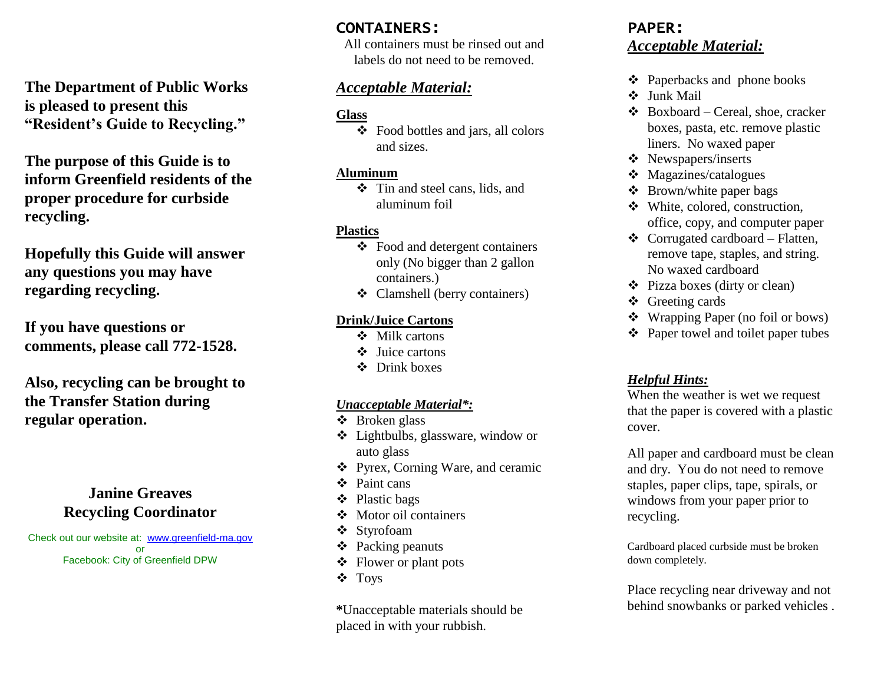**The Department of Public Works is pleased to present this "Resident's Guide to Recycling."**

**The purpose of this Guide is to inform Greenfield residents of the proper procedure for curbside recycling.**

**Hopefully this Guide will answer any questions you may have regarding recycling.**

**If you have questions or comments, please call 772-1528.**

**Also, recycling can be brought to the Transfer Station during regular operation.**

**Janine Greaves**
**Recycling Coordinator**

Check out our website at: www.greenfield-ma.gov
or
Facebook: City of Greenfield DPW

## CONTAINERS:

All containers must be rinsed out and labels do not need to be removed.

### *Acceptable Material:*

**Glass**

- Food bottles and jars, all colors and sizes.

**Aluminum**

- Tin and steel cans, lids, and aluminum foil

**Plastics**

- Food and detergent containers only (No bigger than 2 gallon containers.)
- Clamshell (berry containers)

**Drink/Juice Cartons**

- Milk cartons
- Juice cartons
- Drink boxes

### *Unacceptable Material*:*

- Broken glass
- Lightbulbs, glassware, window or auto glass
- Pyrex, Corning Ware, and ceramic
- Paint cans
- Plastic bags
- Motor oil containers
- Styrofoam
- Packing peanuts
- Flower or plant pots
- Toys

**\***Unacceptable materials should be placed in with your rubbish.

## PAPER:

### *Acceptable Material:*

- Paperbacks and phone books
- Junk Mail
- Boxboard – Cereal, shoe, cracker boxes, pasta, etc. remove plastic liners. No waxed paper
- Newspapers/inserts
- Magazines/catalogues
- Brown/white paper bags
- White, colored, construction, office, copy, and computer paper
- Corrugated cardboard – Flatten, remove tape, staples, and string. No waxed cardboard
- Pizza boxes (dirty or clean)
- Greeting cards
- Wrapping Paper (no foil or bows)
- Paper towel and toilet paper tubes

### *Helpful Hints:*

When the weather is wet we request that the paper is covered with a plastic cover.

All paper and cardboard must be clean and dry. You do not need to remove staples, paper clips, tape, spirals, or windows from your paper prior to recycling.

Cardboard placed curbside must be broken down completely.

Place recycling near driveway and not behind snowbanks or parked vehicles .